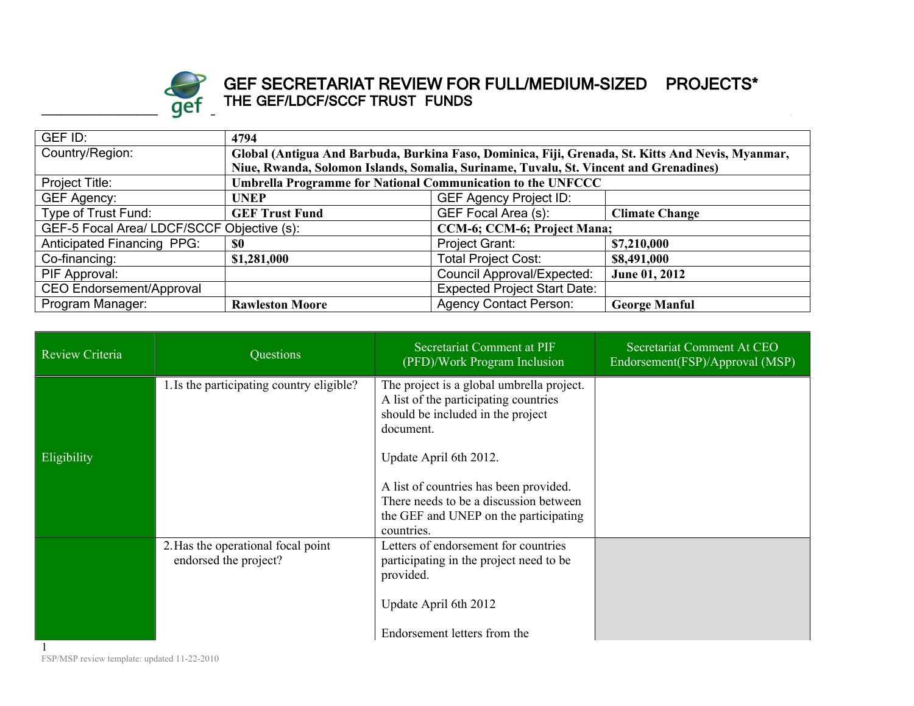# GEF SECRETARIAT REVIEW FOR FULL/MEDIUM-SIZED PROJECTS*

## THE GEF/LDCF/SCCF TRUST FUNDS

| | | | |
|---|---|---|---|
| GEF ID: | **4794** | | |
| Country/Region: | **Global (Antigua And Barbuda, Burkina Faso, Dominica, Fiji, Grenada, St. Kitts And Nevis, Myanmar, Niue, Rwanda, Solomon Islands, Somalia, Suriname, Tuvalu, St. Vincent and Grenadines)** | | |
| Project Title: | **Umbrella Programme for National Communication to the UNFCCC** | | |
| GEF Agency: | **UNEP** | GEF Agency Project ID: | |
| Type of Trust Fund: | **GEF Trust Fund** | GEF Focal Area (s): | **Climate Change** |
| GEF-5 Focal Area/ LDCF/SCCF Objective (s): | | **CCM-6; CCM-6; Project Mana;** | |
| Anticipated Financing PPG: | **$0** | Project Grant: | **$7,210,000** |
| Co-financing: | **$1,281,000** | Total Project Cost: | **$8,491,000** |
| PIF Approval: | | Council Approval/Expected: | **June 01, 2012** |
| CEO Endorsement/Approval | | Expected Project Start Date: | |
| Program Manager: | **Rawleston Moore** | Agency Contact Person: | **George Manful** |

| Review Criteria | Questions | Secretariat Comment at PIF (PFD)/Work Program Inclusion | Secretariat Comment At CEO Endorsement(FSP)/Approval (MSP) |
|---|---|---|---|
| Eligibility | 1. Is the participating country eligible? | The project is a global umbrella project. A list of the participating countries should be included in the project document.<br><br>Update April 6th 2012.<br><br>A list of countries has been provided. There needs to be a discussion between the GEF and UNEP on the participating countries. | |
| | 2. Has the operational focal point endorsed the project? | Letters of endorsement for countries participating in the project need to be provided.<br><br>Update April 6th 2012<br><br>Endorsement letters from the | |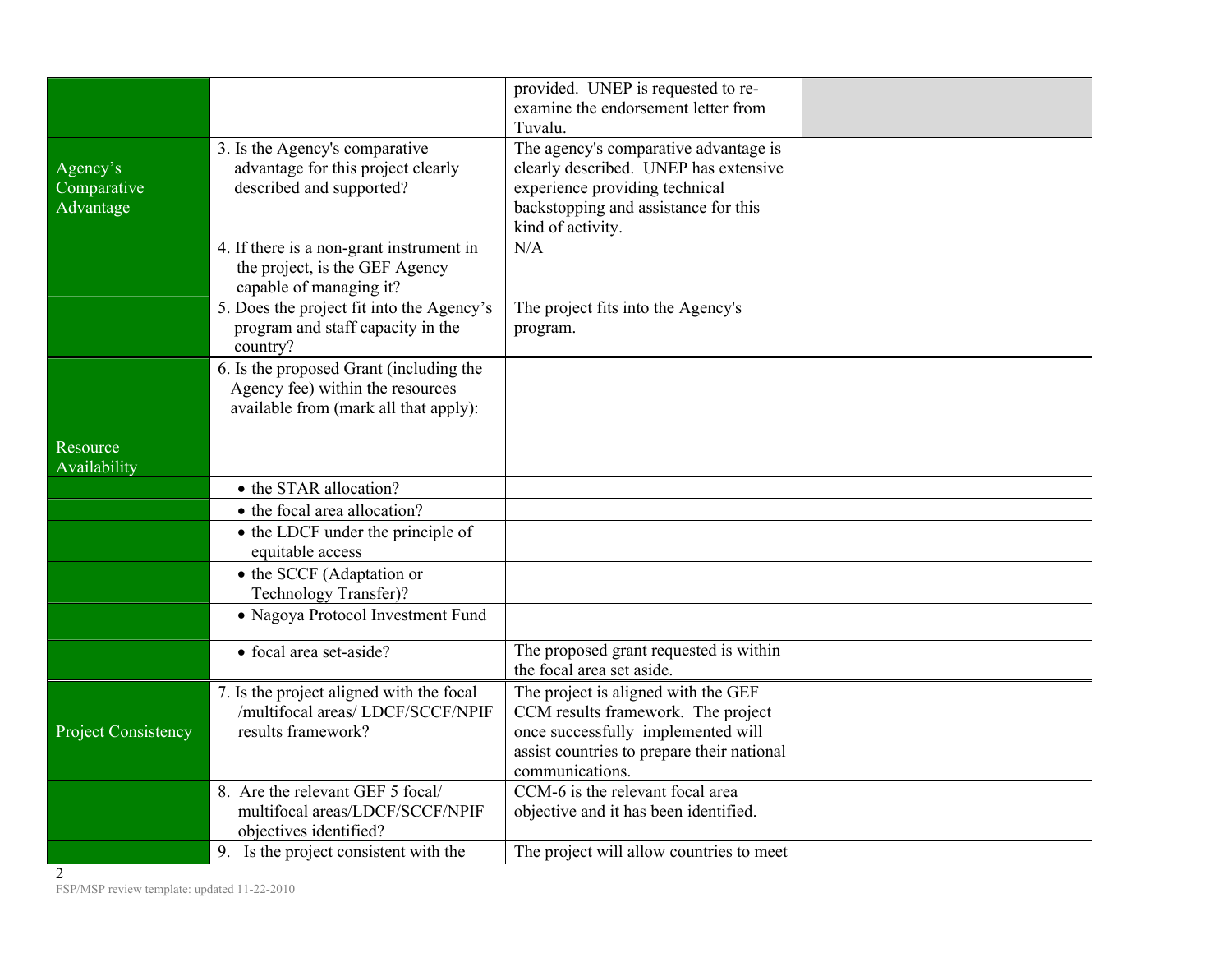| | | | |
|---|---|---|---|
| | | provided. UNEP is requested to re-examine the endorsement letter from Tuvalu. | |
| Agency's Comparative Advantage | 3. Is the Agency's comparative advantage for this project clearly described and supported? | The agency's comparative advantage is clearly described. UNEP has extensive experience providing technical backstopping and assistance for this kind of activity. | |
| | 4. If there is a non-grant instrument in the project, is the GEF Agency capable of managing it? | N/A | |
| | 5. Does the project fit into the Agency's program and staff capacity in the country? | The project fits into the Agency's program. | |
| Resource Availability | 6. Is the proposed Grant (including the Agency fee) within the resources available from (mark all that apply): | | |
| | • the STAR allocation? | | |
| | • the focal area allocation? | | |
| | • the LDCF under the principle of equitable access | | |
| | • the SCCF (Adaptation or Technology Transfer)? | | |
| | • Nagoya Protocol Investment Fund | | |
| | • focal area set-aside? | The proposed grant requested is within the focal area set aside. | |
| Project Consistency | 7. Is the project aligned with the focal /multifocal areas/ LDCF/SCCF/NPIF results framework? | The project is aligned with the GEF CCM results framework. The project once successfully implemented will assist countries to prepare their national communications. | |
| | 8. Are the relevant GEF 5 focal/ multifocal areas/LDCF/SCCF/NPIF objectives identified? | CCM-6 is the relevant focal area objective and it has been identified. | |
| | 9. Is the project consistent with the | The project will allow countries to meet | |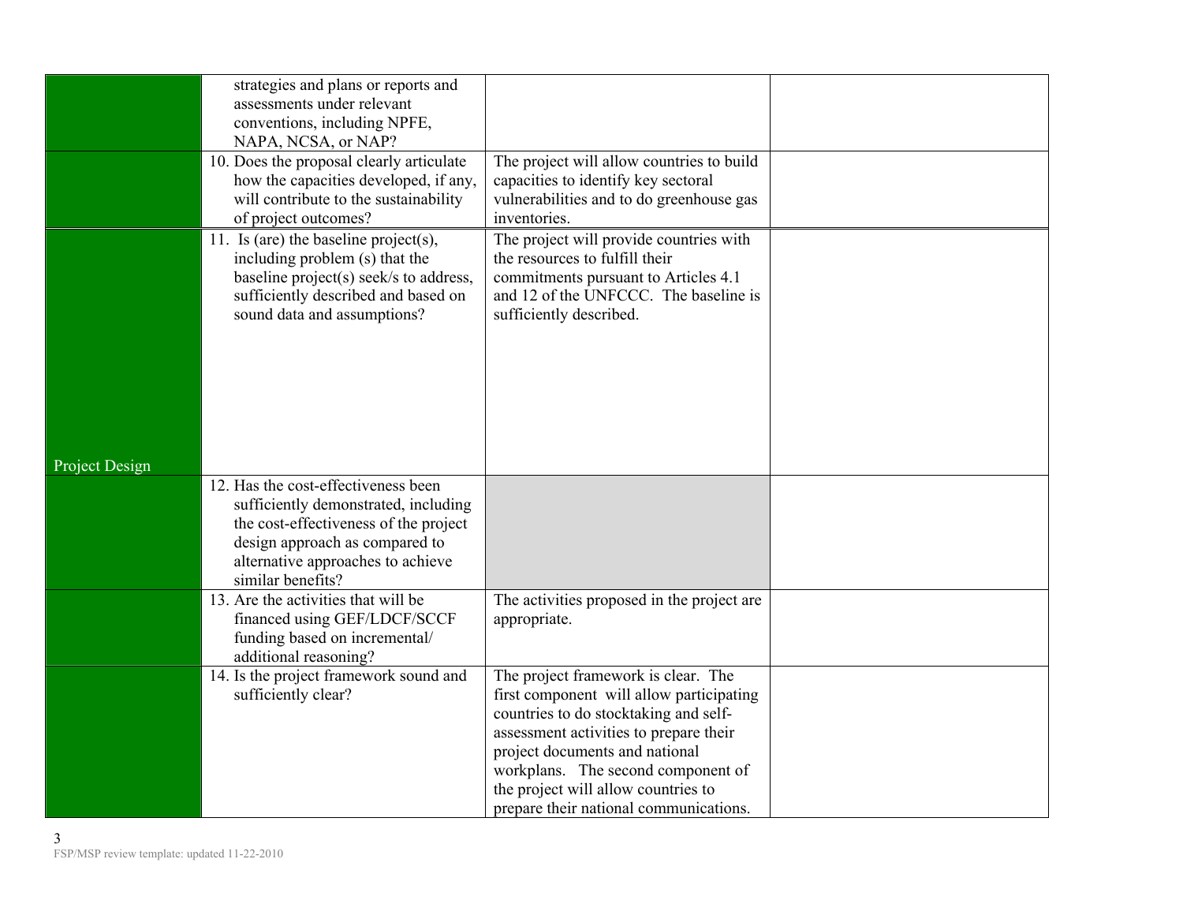| | | | |
|---|---|---|---|
| | strategies and plans or reports and assessments under relevant conventions, including NPFE, NAPA, NCSA, or NAP? | | |
| | 10. Does the proposal clearly articulate how the capacities developed, if any, will contribute to the sustainability of project outcomes? | The project will allow countries to build capacities to identify key sectoral vulnerabilities and to do greenhouse gas inventories. | |
| Project Design | 11. Is (are) the baseline project(s), including problem (s) that the baseline project(s) seek/s to address, sufficiently described and based on sound data and assumptions? | The project will provide countries with the resources to fulfill their commitments pursuant to Articles 4.1 and 12 of the UNFCCC. The baseline is sufficiently described. | |
| | 12. Has the cost-effectiveness been sufficiently demonstrated, including the cost-effectiveness of the project design approach as compared to alternative approaches to achieve similar benefits? | | |
| | 13. Are the activities that will be financed using GEF/LDCF/SCCF funding based on incremental/ additional reasoning? | The activities proposed in the project are appropriate. | |
| | 14. Is the project framework sound and sufficiently clear? | The project framework is clear. The first component will allow participating countries to do stocktaking and self-assessment activities to prepare their project documents and national workplans. The second component of the project will allow countries to prepare their national communications. | |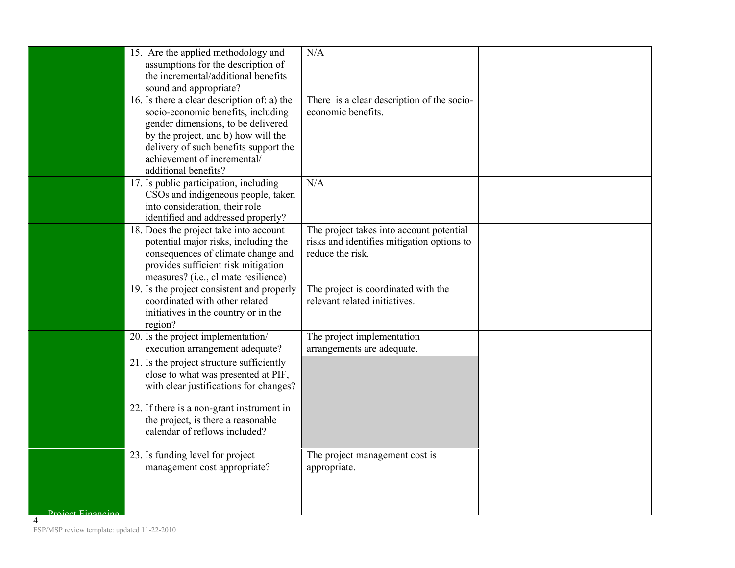| | | | |
|---|---|---|---|
| | 15. Are the applied methodology and assumptions for the description of the incremental/additional benefits sound and appropriate? | N/A | |
| | 16. Is there a clear description of: a) the socio-economic benefits, including gender dimensions, to be delivered by the project, and b) how will the delivery of such benefits support the achievement of incremental/ additional benefits? | There is a clear description of the socio-economic benefits. | |
| | 17. Is public participation, including CSOs and indigeneous people, taken into consideration, their role identified and addressed properly? | N/A | |
| | 18. Does the project take into account potential major risks, including the consequences of climate change and provides sufficient risk mitigation measures? (i.e., climate resilience) | The project takes into account potential risks and identifies mitigation options to reduce the risk. | |
| | 19. Is the project consistent and properly coordinated with other related initiatives in the country or in the region? | The project is coordinated with the relevant related initiatives. | |
| | 20. Is the project implementation/ execution arrangement adequate? | The project implementation arrangements are adequate. | |
| | 21. Is the project structure sufficiently close to what was presented at PIF, with clear justifications for changes? | | |
| | 22. If there is a non-grant instrument in the project, is there a reasonable calendar of reflows included? | | |
| Project Financing | 23. Is funding level for project management cost appropriate? | The project management cost is appropriate. | |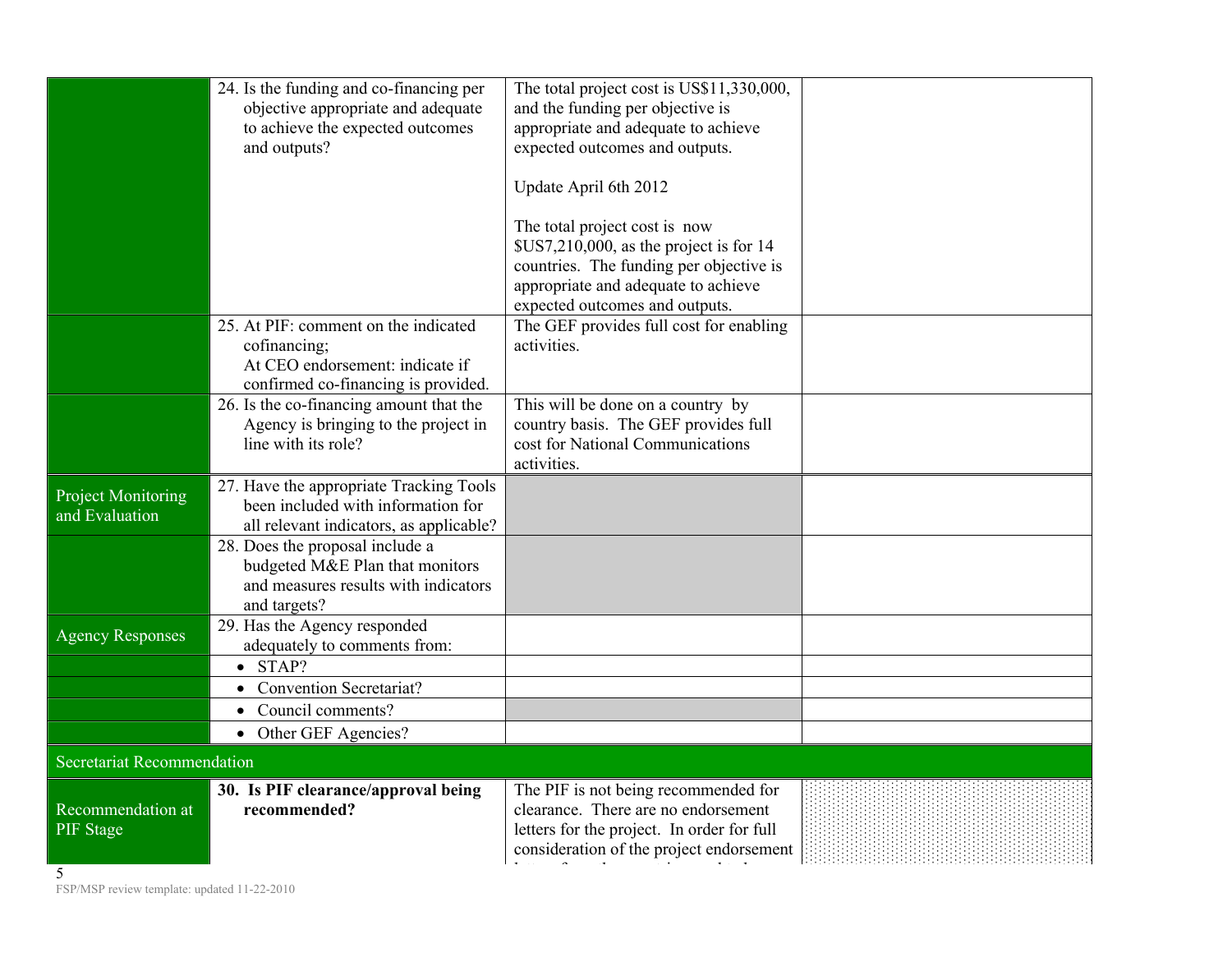| | | | |
|---|---|---|---|
| | 24. Is the funding and co-financing per objective appropriate and adequate to achieve the expected outcomes and outputs? | The total project cost is US$11,330,000, and the funding per objective is appropriate and adequate to achieve expected outcomes and outputs.<br><br>Update April 6th 2012<br><br>The total project cost is now $US7,210,000, as the project is for 14 countries. The funding per objective is appropriate and adequate to achieve expected outcomes and outputs. | |
| | 25. At PIF: comment on the indicated cofinancing;<br>At CEO endorsement: indicate if confirmed co-financing is provided. | The GEF provides full cost for enabling activities. | |
| | 26. Is the co-financing amount that the Agency is bringing to the project in line with its role? | This will be done on a country by country basis. The GEF provides full cost for National Communications activities. | |
| Project Monitoring and Evaluation | 27. Have the appropriate Tracking Tools been included with information for all relevant indicators, as applicable? | | |
| | 28. Does the proposal include a budgeted M&E Plan that monitors and measures results with indicators and targets? | | |
| Agency Responses | 29. Has the Agency responded adequately to comments from: | | |
| | • STAP? | | |
| | • Convention Secretariat? | | |
| | • Council comments? | | |
| | • Other GEF Agencies? | | |
| Secretariat Recommendation | | | |
| Recommendation at PIF Stage | **30. Is PIF clearance/approval being recommended?** | The PIF is not being recommended for clearance. There are no endorsement letters for the project. In order for full consideration of the project endorsement | |

FSP/MSP review template: updated 11-22-2010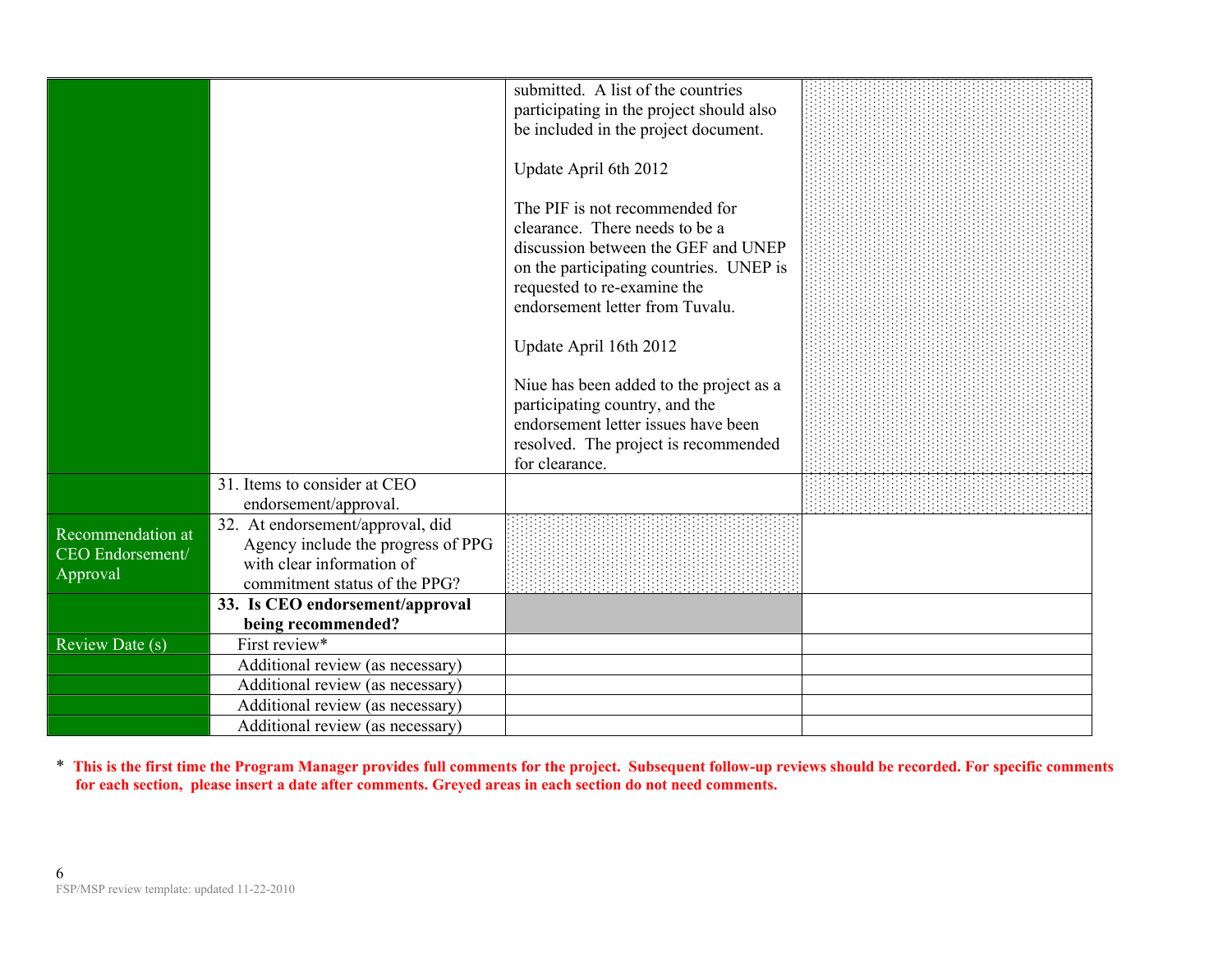| | | | |
|---|---|---|---|
| | | submitted. A list of the countries participating in the project should also be included in the project document.<br><br>Update April 6th 2012<br><br>The PIF is not recommended for clearance. There needs to be a discussion between the GEF and UNEP on the participating countries. UNEP is requested to re-examine the endorsement letter from Tuvalu.<br><br>Update April 16th 2012<br><br>Niue has been added to the project as a participating country, and the endorsement letter issues have been resolved. The project is recommended for clearance. | |
| | 31. Items to consider at CEO endorsement/approval. | | |
| Recommendation at CEO Endorsement/ Approval | 32. At endorsement/approval, did Agency include the progress of PPG with clear information of commitment status of the PPG? | | |
| | **33. Is CEO endorsement/approval being recommended?** | | |
| Review Date (s) | First review* | | |
| | Additional review (as necessary) | | |
| | Additional review (as necessary) | | |
| | Additional review (as necessary) | | |
| | Additional review (as necessary) | | |

\* **This is the first time the Program Manager provides full comments for the project. Subsequent follow-up reviews should be recorded. For specific comments for each section, please insert a date after comments. Greyed areas in each section do not need comments.**

FSP/MSP review template: updated 11-22-2010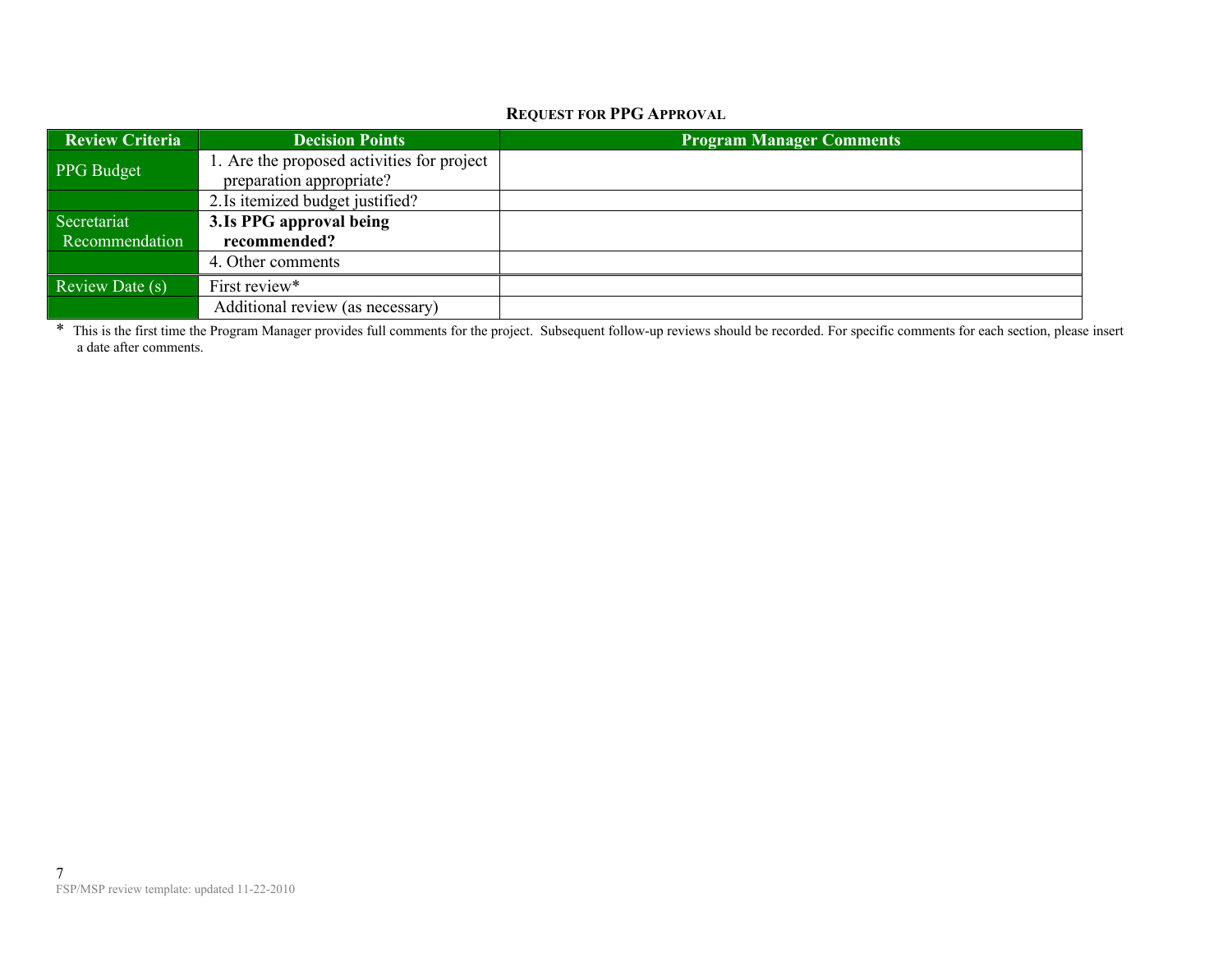## REQUEST FOR PPG APPROVAL

| Review Criteria | Decision Points | Program Manager Comments |
|---|---|---|
| PPG Budget | 1. Are the proposed activities for project preparation appropriate? | |
| | 2.Is itemized budget justified? | |
| Secretariat Recommendation | **3.Is PPG approval being recommended?** | |
| | 4. Other comments | |
| Review Date (s) | First review* | |
| | Additional review (as necessary) | |

\* This is the first time the Program Manager provides full comments for the project. Subsequent follow-up reviews should be recorded. For specific comments for each section, please insert a date after comments.